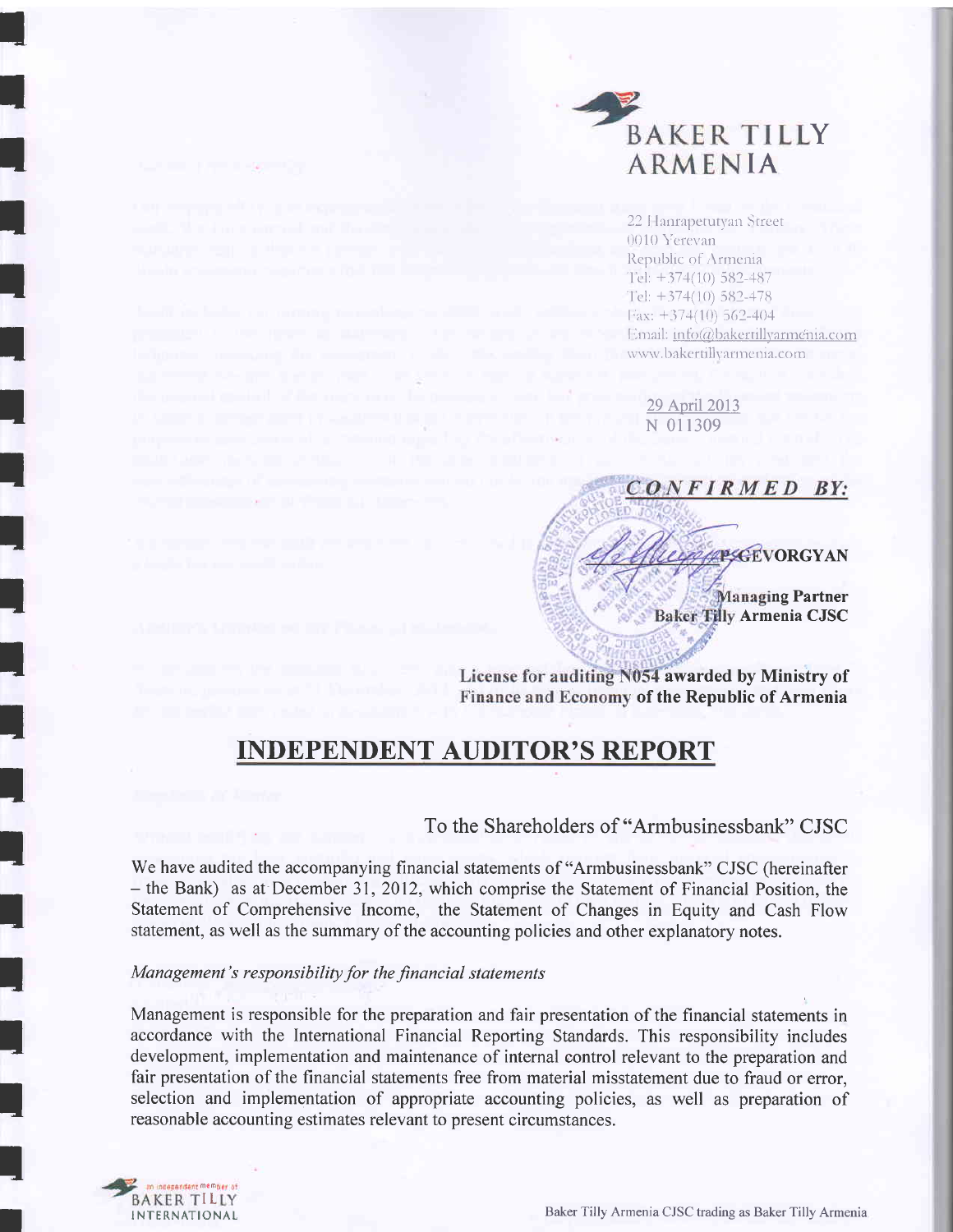# BAKER TILLY ARMENIA

22 Hanrapetutyan Street
0010 Yerevan
Republic of Armenia
Tel: +374(10) 582-487
Tel: +374(10) 582-478
Fax: +374(10) 562-404
Email: info@bakertillyarmenia.com
www.bakertillyarmenia.com

29 April 2013
N 011309

***CONFIRMED BY:***

**P. GEVORGYAN**

**Managing Partner**
**Baker Tilly Armenia CJSC**

**License for auditing N054 awarded by Ministry of Finance and Economy of the Republic of Armenia**

# INDEPENDENT AUDITOR'S REPORT

## To the Shareholders of "Armbusinessbank" CJSC

We have audited the accompanying financial statements of "Armbusinessbank" CJSC (hereinafter – the Bank) as at December 31, 2012, which comprise the Statement of Financial Position, the Statement of Comprehensive Income, the Statement of Changes in Equity and Cash Flow statement, as well as the summary of the accounting policies and other explanatory notes.

*Management's responsibility for the financial statements*

Management is responsible for the preparation and fair presentation of the financial statements in accordance with the International Financial Reporting Standards. This responsibility includes development, implementation and maintenance of internal control relevant to the preparation and fair presentation of the financial statements free from material misstatement due to fraud or error, selection and implementation of appropriate accounting policies, as well as preparation of reasonable accounting estimates relevant to present circumstances.

an independent member of BAKER TILLY INTERNATIONAL

Baker Tilly Armenia CJSC trading as Baker Tilly Armenia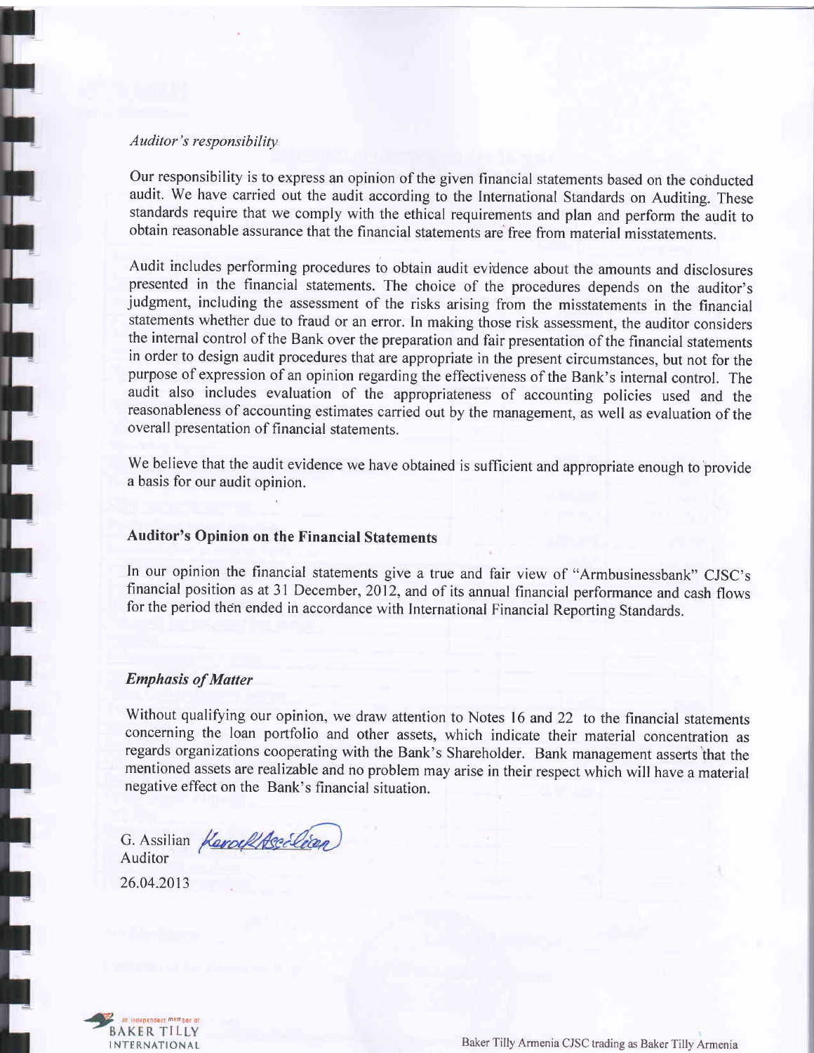*Auditor's responsibility*

Our responsibility is to express an opinion of the given financial statements based on the conducted audit. We have carried out the audit according to the International Standards on Auditing. These standards require that we comply with the ethical requirements and plan and perform the audit to obtain reasonable assurance that the financial statements are free from material misstatements.

Audit includes performing procedures to obtain audit evidence about the amounts and disclosures presented in the financial statements. The choice of the procedures depends on the auditor's judgment, including the assessment of the risks arising from the misstatements in the financial statements whether due to fraud or an error. In making those risk assessment, the auditor considers the internal control of the Bank over the preparation and fair presentation of the financial statements in order to design audit procedures that are appropriate in the present circumstances, but not for the purpose of expression of an opinion regarding the effectiveness of the Bank's internal control. The audit also includes evaluation of the appropriateness of accounting policies used and the reasonableness of accounting estimates carried out by the management, as well as evaluation of the overall presentation of financial statements.

We believe that the audit evidence we have obtained is sufficient and appropriate enough to provide a basis for our audit opinion.

**Auditor's Opinion on the Financial Statements**

In our opinion the financial statements give a true and fair view of "Armbusinessbank" CJSC's financial position as at 31 December, 2012, and of its annual financial performance and cash flows for the period then ended in accordance with International Financial Reporting Standards.

***Emphasis of Matter***

Without qualifying our opinion, we draw attention to Notes 16 and 22 to the financial statements concerning the loan portfolio and other assets, which indicate their material concentration as regards organizations cooperating with the Bank's Shareholder. Bank management asserts that the mentioned assets are realizable and no problem may arise in their respect which will have a material negative effect on the Bank's financial situation.

G. Assilian
Auditor
26.04.2013

an independent member of BAKER TILLY INTERNATIONAL

Baker Tilly Armenia CJSC trading as Baker Tilly Armenia